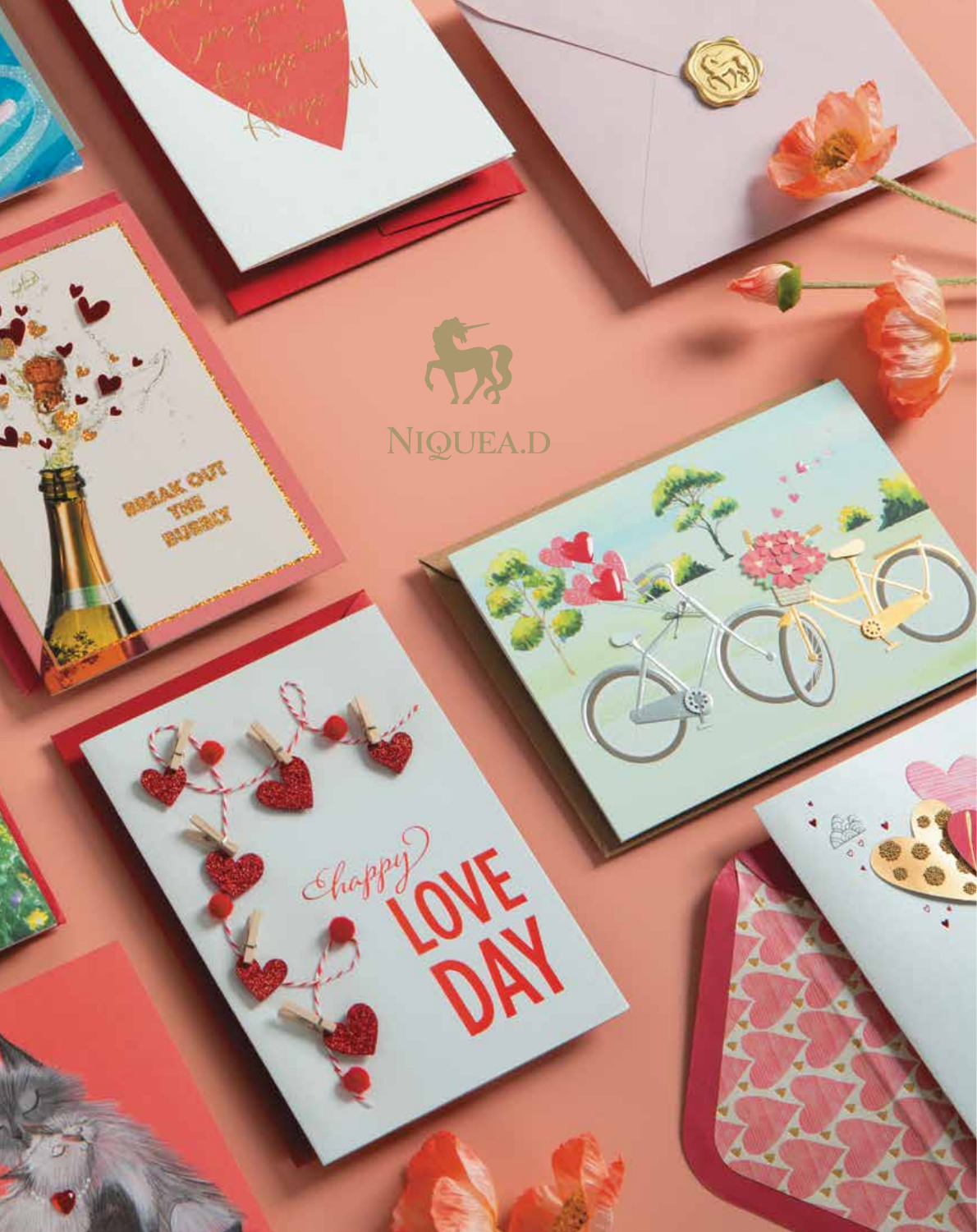NIQUEA.D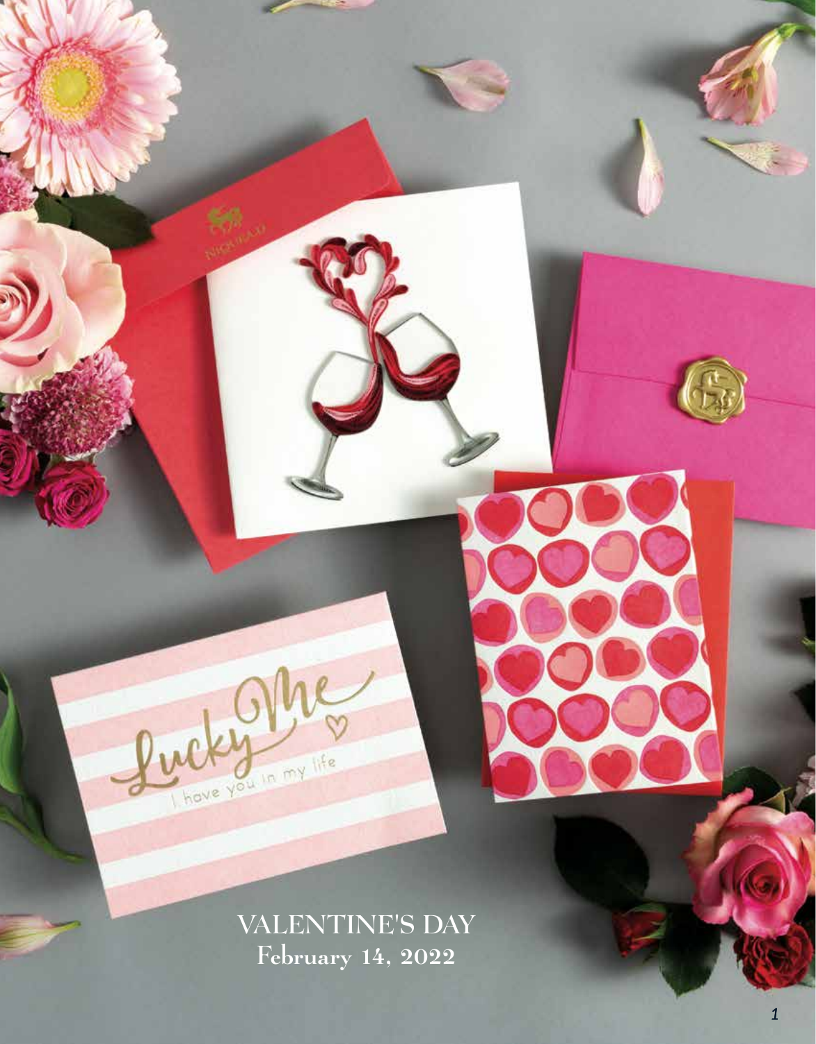VALENTINE'S DAY
February 14, 2022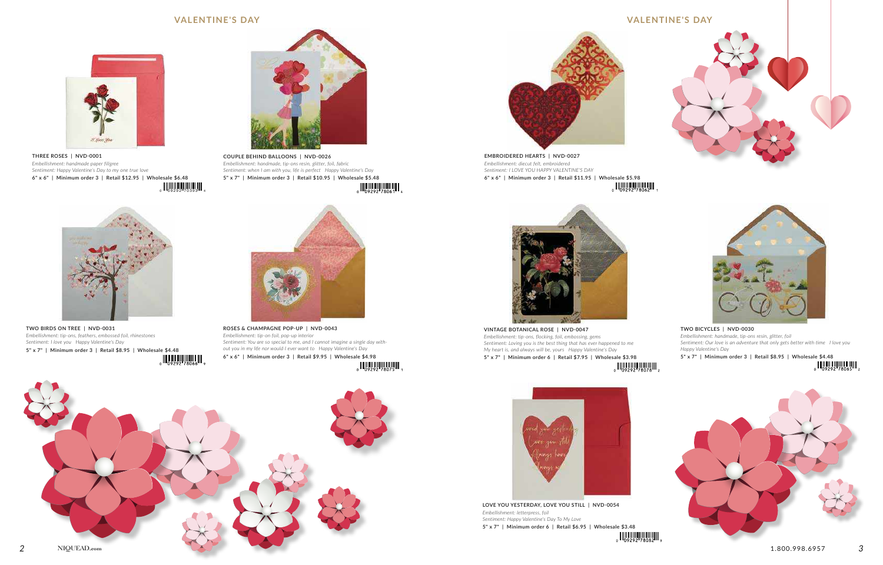## VALENTINE'S DAY

THREE ROSES | NVD-0001
*Embellishment: handmade paper filigree*
*Sentiment: Happy Valentine's Day to my one true love*
6" x 6" | Minimum order 3 | Retail $12.95 | Wholesale $6.48

COUPLE BEHIND BALLOONS | NVD-0026
*Embellishment: handmade, tip-ons resin, glitter, foil, fabric*
*Sentiment: when I am with you, life is perfect Happy Valentine's Day*
5" x 7" | Minimum order 3 | Retail $10.95 | Wholesale $5.48

TWO BIRDS ON TREE | NVD-0031
*Embellishment: tip-ons, feathers, embossed foil, rhinestones*
*Sentiment: I love you Happy Valentine's Day*
5" x 7" | Minimum order 3 | Retail $8.95 | Wholesale $4.48

ROSES & CHAMPAGNE POP-UP | NVD-0043
*Embellishment: tip-on foil, pop-up interior*
*Sentiment: You are so special to me, and I cannot imagine a single day without you in my life nor would I ever want to Happy Valentine's Day*
6" x 6" | Minimum order 3 | Retail $9.95 | Wholesale $4.98

NIQUEAD.com

## VALENTINE'S DAY

EMBROIDERED HEARTS | NVD-0027
*Embellishment: diecut felt, embroidered*
*Sentiment: I LOVE YOU HAPPY VALENTINE'S DAY*
6" x 6" | Minimum order 3 | Retail $11.95 | Wholesale $5.98

VINTAGE BOTANICAL ROSE | NVD-0047
*Embellishment: tip-ons, flocking, foil, embossing, gems*
*Sentiment: Loving you is the best thing that has ever happened to me My heart is, and always will be, yours Happy Valentine's Day*
5" x 7" | Minimum order 6 | Retail $7.95 | Wholesale $3.98

TWO BICYCLES | NVD-0030
*Embellishment: handmade, tip-ons resin, glitter, foil*
*Sentiment: Our love is an adventure that only gets better with time I love you Happy Valentine's Day*
5" x 7" | Minimum order 3 | Retail $8.95 | Wholesale $4.48

LOVE YOU YESTERDAY, LOVE YOU STILL | NVD-0054
*Embellishment: letterpress, foil*
*Sentiment: Happy Valentine's Day To My Love*
5" x 7" | Minimum order 6 | Retail $6.95 | Wholesale $3.48

1.800.998.6957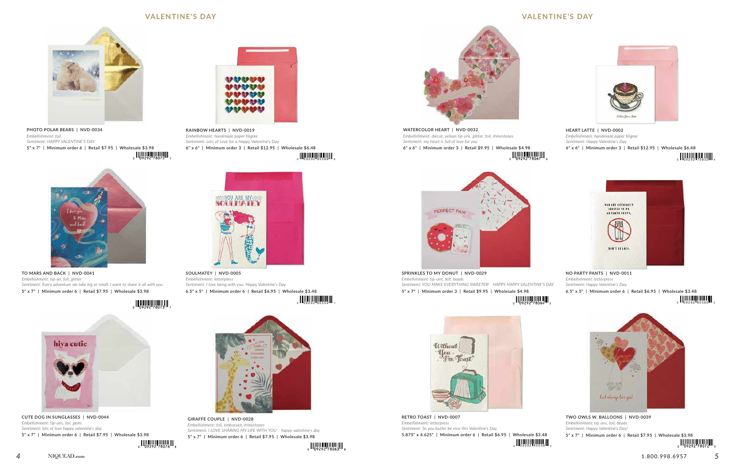## VALENTINE'S DAY

**PHOTO POLAR BEARS | NVD-0034**
*Embellishment: foil*
*Sentiment: HAPPY VALENTINE'S DAY*
5" x 7" | Minimum order 6 | Retail $7.95 | Wholesale $3.98
0 09292 78075 1

**RAINBOW HEARTS | NVD-0019**
*Embellishment: handmade paper filigree*
*Sentiment: Lots of Love for a Happy Valentine's Day*
6" x 6" | Minimum order 3 | Retail $12.95 | Wholesale $6.48
0 09292 85568 0

**TO MARS AND BACK | NVD-0041**
*Embellishment: tip-on, foil, glitter*
*Sentiment: Every adventure we take big or small, I want to share it all with you*
5" x 7" | Minimum order 6 | Retail $7.95 | Wholesale $3.98
0 09292 78073 7

**SOULMATEY | NVD-0005**
*Embellishment: letterpress*
*Sentiment: I love being with you. Happy Valentine's Day*
6.5" x 5" | Minimum order 6 | Retail $6.95 | Wholesale $3.48
0 09292 85554 1

**CUTE DOG IN SUNGLASSES | NVD-0044**
*Embellishment: tip-ons, foil, gems*
*Sentiment: lots of love happy valentine's day*
5" x 7" | Minimum order 6 | Retail $7.95 | Wholesale $3.98
0 09292 78076 8

**GIRAFFE COUPLE | NVD-0028**
*Embellishment: foil, embossed, rhinestones*
*Sentiment: I LOVE SHARING MY LIFE WITH YOU happy valentine's day*
5" x 7" | Minimum order 6 | Retail $7.95 | Wholesale $3.98
0 09292 78063 8

**WATERCOLOR HEART | NVD-0032**
*Embellishment: diecut, vellum tip-ons, glitter, foil, rhinestones*
*Sentiment: my heart is full of love for you*
6" x 6" | Minimum order 3 | Retail $9.95 | Wholesale $4.98
0 09292 78067 6

**HEART LATTE | NVD-0002**
*Embellishment: handmade paper filigree*
*Sentiment: Happy Valentine's Day*
6" x 6" | Minimum order 3 | Retail $12.95 | Wholesale $6.48
0 09292 70632 4

**SPRINKLES TO MY DONUT | NVD-0029**
*Embellishment: tip-ons, felt, beads*
*Sentiment: YOU MAKE EVERYTHING SWEETER! HAPPY HAPPY VALENTINE'S DAY*
5" x 7" | Minimum order 3 | Retail $9.95 | Wholesale $4.98
0 09292 78064 5

**NO PARTY PANTS | NVD-0011**
*Embellishment: letterpress*
*Sentiment: Happy Valentine's Day*
6.5" x 5" | Minimum order 6 | Retail $6.95 | Wholesale $3.48
0 09292 85560 2

**RETRO TOAST | NVD-0007**
*Embellishment: letterpress*
*Sentiment: So you butter be nice this Valentine's Day*
5.875" x 4.625" | Minimum order 6 | Retail $6.95 | Wholesale $3.48
0 09292 85556 5

**TWO OWLS W. BALLOONS | NVD-0039**
*Embellishment: tip-ons, foil, beads*
*Sentiment: Happy Valentine's Day!*
5" x 7" | Minimum order 6 | Retail $7.95 | Wholesale $3.98
0 09292 78072 0

NIQUEAD.com

1.800.998.6957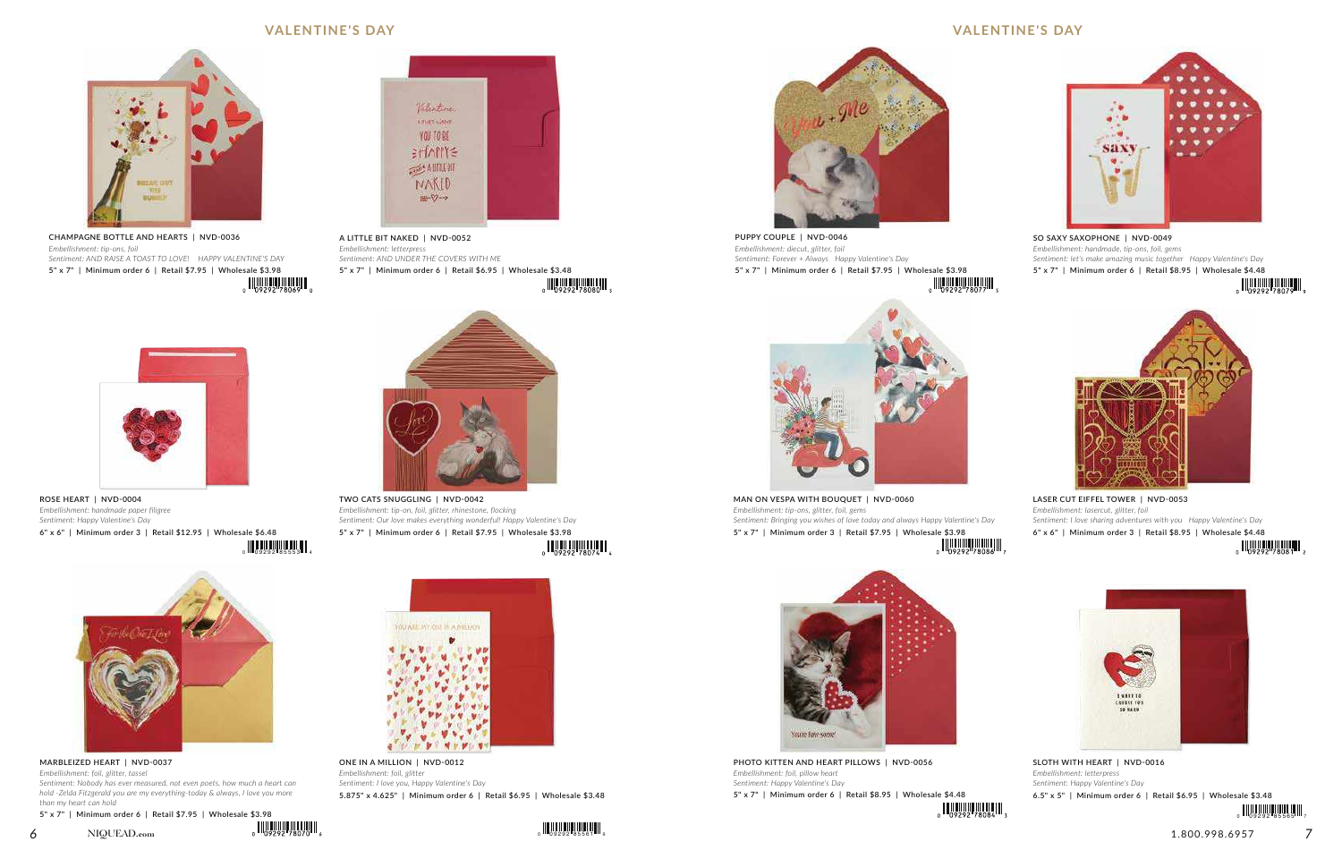## VALENTINE'S DAY

**CHAMPAGNE BOTTLE AND HEARTS | NVD-0036**
*Embellishment: tip-ons, foil*
*Sentiment: AND RAISE A TOAST TO LOVE! HAPPY VALENTINE'S DAY*
5" x 7" | Minimum order 6 | Retail $7.95 | Wholesale $3.98

0 09292 78069 0

**A LITTLE BIT NAKED | NVD-0052**
*Embellishment: letterpress*
*Sentiment: AND UNDER THE COVERS WITH ME*
5" x 7" | Minimum order 6 | Retail $6.95 | Wholesale $3.48

0 09292 78080 5

**ROSE HEART | NVD-0004**
*Embellishment: handmade paper filigree*
*Sentiment: Happy Valentine's Day*
6" x 6" | Minimum order 3 | Retail $12.95 | Wholesale $6.48

0 09292 85553 4

**TWO CATS SNUGGLING | NVD-0042**
*Embellishment: tip-on, foil, glitter, rhinestone, flocking*
*Sentiment: Our love makes everything wonderful! Happy Valentine's Day*
5" x 7" | Minimum order 6 | Retail $7.95 | Wholesale $3.98

0 09292 78074 4

**MARBLEIZED HEART | NVD-0037**
*Embellishment: foil, glitter, tassel*
*Sentiment: Nobody has ever measured, not even poets, how much a heart can hold -Zelda Fitzgerald you are my everything-today & always, I love you more than my heart can hold*
5" x 7" | Minimum order 6 | Retail $7.95 | Wholesale $3.98

0 09292 78070 6

**ONE IN A MILLION | NVD-0012**
*Embellishment: foil, glitter*
*Sentiment: I love you, Happy Valentine's Day*
5.875" x 4.625" | Minimum order 6 | Retail $6.95 | Wholesale $3.48

0 09292 85561 9

NIQUEAD.com

## VALENTINE'S DAY

**PUPPY COUPLE | NVD-0046**
*Embellishment: diecut, glitter, foil*
*Sentiment: Forever + Always Happy Valentine's Day*
5" x 7" | Minimum order 6 | Retail $7.95 | Wholesale $3.98

0 09292 78077 5

**SO SAXY SAXOPHONE | NVD-0049**
*Embellishment: handmade, tip-ons, foil, gems*
*Sentiment: let's make amazing music together Happy Valentine's Day*
5" x 7" | Minimum order 6 | Retail $8.95 | Wholesale $4.48

0 09292 78079 9

**MAN ON VESPA WITH BOUQUET | NVD-0060**
*Embellishment: tip-ons, glitter, foil, gems*
*Sentiment: Bringing you wishes of love today and always Happy Valentine's Day*
5" x 7" | Minimum order 3 | Retail $7.95 | Wholesale $3.98

0 09292 78088 7

**LASER CUT EIFFEL TOWER | NVD-0053**
*Embellishment: lasercut, glitter, foil*
*Sentiment: I love sharing adventures with you Happy Valentine's Day*
6" x 6" | Minimum order 3 | Retail $8.95 | Wholesale $4.48

0 09292 78081 2

**PHOTO KITTEN AND HEART PILLOWS | NVD-0056**
*Embellishment: foil, pillow heart*
*Sentiment: Happy Valentine's Day*
5" x 7" | Minimum order 6 | Retail $8.95 | Wholesale $4.48

0 09292 78084 3

**SLOTH WITH HEART | NVD-0016**
*Embellishment: letterpress*
*Sentiment: Happy Valentine's Day*
6.5" x 5" | Minimum order 6 | Retail $6.95 | Wholesale $3.48

0 09292 85565 7

1.800.998.6957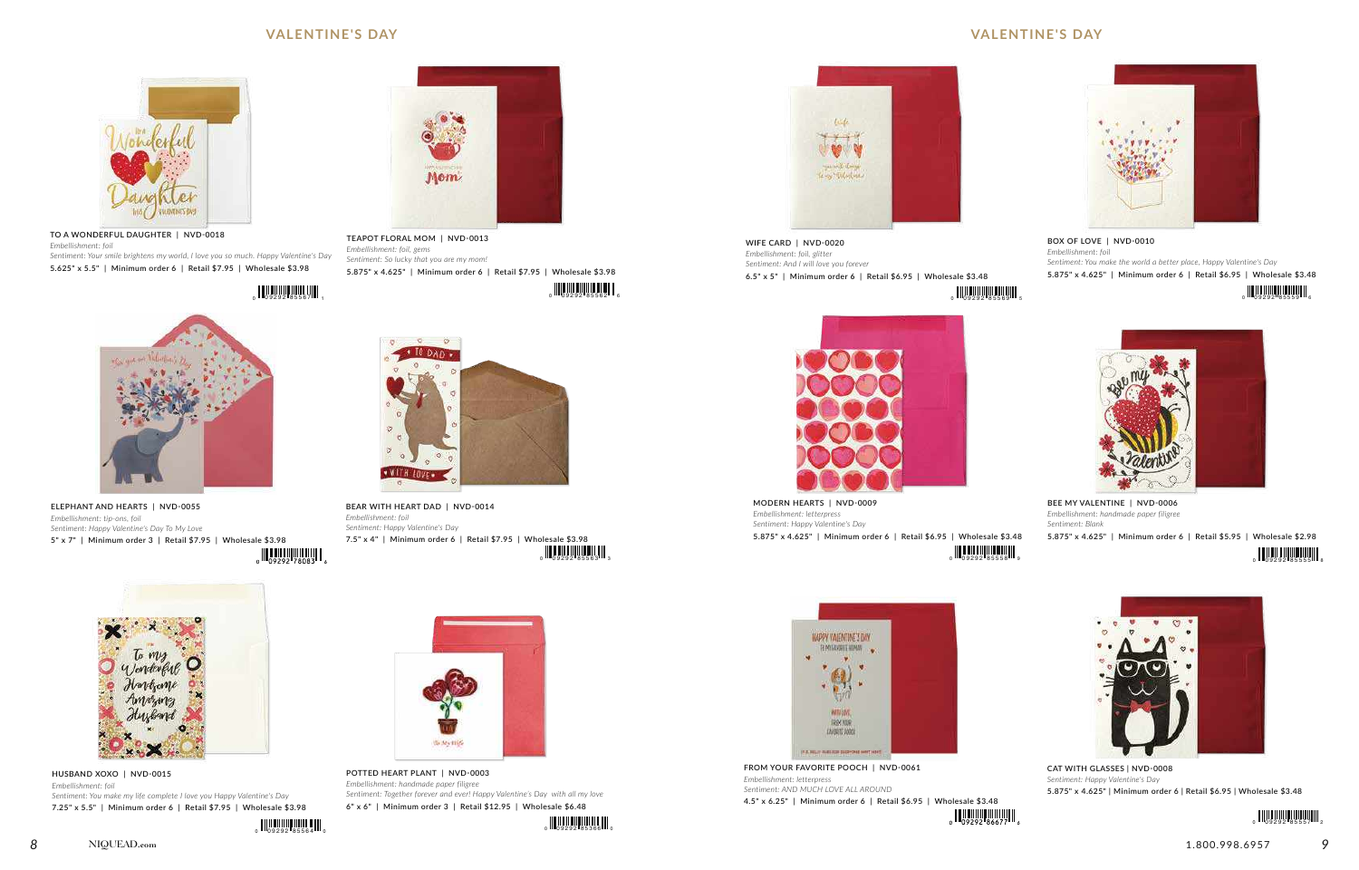## VALENTINE'S DAY

TO A WONDERFUL DAUGHTER | NVD-0018
*Embellishment: foil*
*Sentiment: Your smile brightens my world, I love you so much. Happy Valentine's Day*
5.625" x 5.5" | Minimum order 6 | Retail $7.95 | Wholesale $3.98

TEAPOT FLORAL MOM | NVD-0013
*Embellishment: foil, gems*
*Sentiment: So lucky that you are my mom!*
5.875" x 4.625" | Minimum order 6 | Retail $7.95 | Wholesale $3.98

ELEPHANT AND HEARTS | NVD-0055
*Embellishment: tip-ons, foil*
*Sentiment: Happy Valentine's Day To My Love*
5" x 7" | Minimum order 3 | Retail $7.95 | Wholesale $3.98

BEAR WITH HEART DAD | NVD-0014
*Embellishment: foil*
*Sentiment: Happy Valentine's Day*
7.5" x 4" | Minimum order 6 | Retail $7.95 | Wholesale $3.98

HUSBAND XOXO | NVD-0015
*Embellishment: foil*
*Sentiment: You make my life complete I love you Happy Valentine's Day*
7.25" x 5.5" | Minimum order 6 | Retail $7.95 | Wholesale $3.98

POTTED HEART PLANT | NVD-0003
*Embellishment: handmade paper filigree*
*Sentiment: Together forever and ever! Happy Valentine's Day with all my love*
6" x 6" | Minimum order 3 | Retail $12.95 | Wholesale $6.48

## VALENTINE'S DAY

WIFE CARD | NVD-0020
*Embellishment: foil, glitter*
*Sentiment: And I will love you forever*
6.5" x 5" | Minimum order 6 | Retail $6.95 | Wholesale $3.48

BOX OF LOVE | NVD-0010
*Embellishment: foil*
*Sentiment: You make the world a better place, Happy Valentine's Day*
5.875" x 4.625" | Minimum order 6 | Retail $6.95 | Wholesale $3.48

MODERN HEARTS | NVD-0009
*Embellishment: letterpress*
*Sentiment: Happy Valentine's Day*
5.875" x 4.625" | Minimum order 6 | Retail $6.95 | Wholesale $3.48

BEE MY VALENTINE | NVD-0006
*Embellishment: handmade paper filigree*
*Sentiment: Blank*
5.875" x 4.625" | Minimum order 6 | Retail $5.95 | Wholesale $2.98

FROM YOUR FAVORITE POOCH | NVD-0061
*Embellishment: letterpress*
*Sentiment: AND MUCH LOVE ALL AROUND*
4.5" x 6.25" | Minimum order 6 | Retail $6.95 | Wholesale $3.48

CAT WITH GLASSES | NVD-0008
*Sentiment: Happy Valentine's Day*
5.875" x 4.625" | Minimum order 6 | Retail $6.95 | Wholesale $3.48

NIQUEAD.com

1.800.998.6957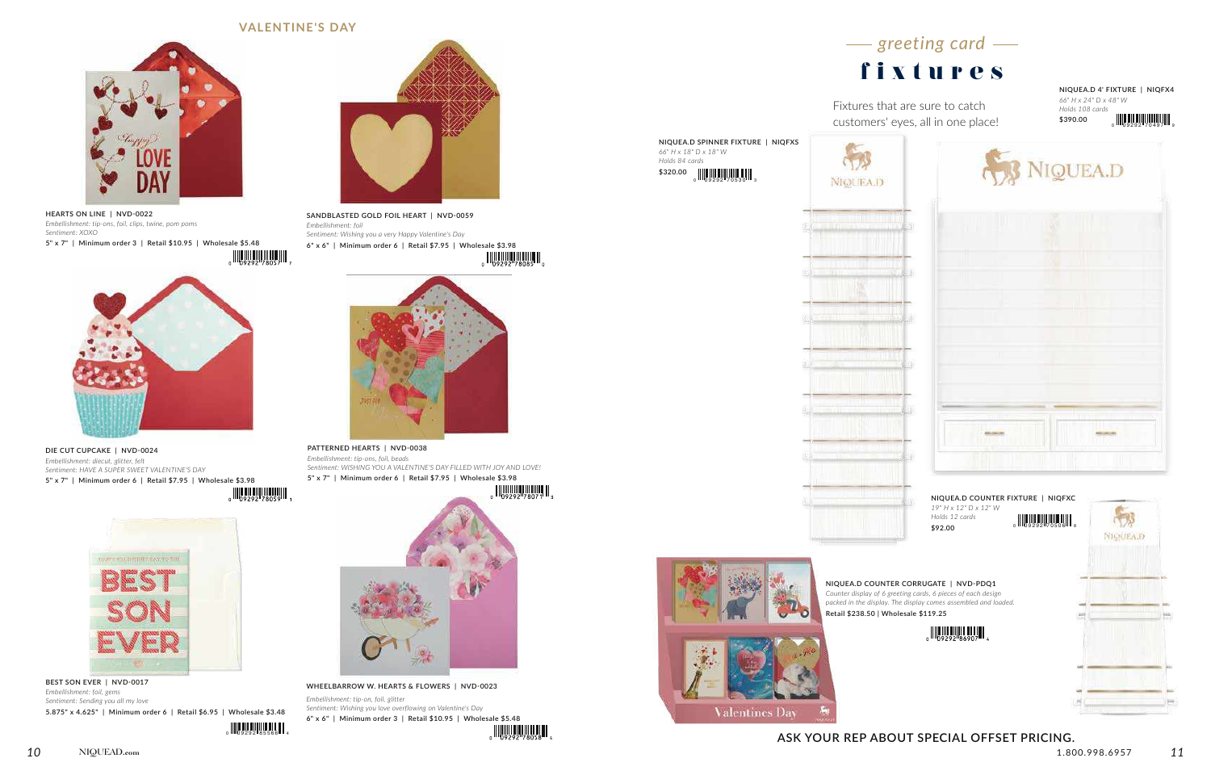## VALENTINE'S DAY

**HEARTS ON LINE | NVD-0022**
*Embellishment: tip-ons, foil, clips, twine, pom poms*
*Sentiment: XOXO*
5" x 7" | Minimum order 3 | Retail $10.95 | Wholesale $5.48

**SANDBLASTED GOLD FOIL HEART | NVD-0059**
*Embellishment: foil*
*Sentiment: Wishing you a very Happy Valentine's Day*
6" x 6" | Minimum order 6 | Retail $7.95 | Wholesale $3.98

**DIE CUT CUPCAKE | NVD-0024**
*Embellishment: diecut, glitter, felt*
*Sentiment: HAVE A SUPER SWEET VALENTINE'S DAY*
5" x 7" | Minimum order 6 | Retail $7.95 | Wholesale $3.98

**PATTERNED HEARTS | NVD-0038**
*Embellishment: tip-ons, foil, beads*
*Sentiment: WISHING YOU A VALENTINE'S DAY FILLED WITH JOY AND LOVE!*
5" x 7" | Minimum order 6 | Retail $7.95 | Wholesale $3.98

**BEST SON EVER | NVD-0017**
*Embellishment: foil, gems*
*Sentiment: Sending you all my love*
5.875" x 4.625" | Minimum order 6 | Retail $6.95 | Wholesale $3.48

**WHEELBARROW W. HEARTS & FLOWERS | NVD-0023**
*Embellishment: tip-on, foil, glitter*
*Sentiment: Wishing you love overflowing on Valentine's Day*
6" x 6" | Minimum order 3 | Retail $10.95 | Wholesale $5.48

## greeting card fixtures

Fixtures that are sure to catch customers' eyes, all in one place!

**NIQUEA.D SPINNER FIXTURE | NIQFXS**
*66" H x 18" D x 18" W*
*Holds 84 cards*
$320.00

**NIQUEA.D 4' FIXTURE | NIQFX4**
*66" H x 24" D x 48" W*
*Holds 108 cards*
$390.00

**NIQUEA.D COUNTER FIXTURE | NIQFXC**
*19" H x 12" D x 12" W*
*Holds 12 cards*
$92.00

**NIQUEA.D COUNTER CORRUGATE | NVD-PDQ1**
*Counter display of 6 greeting cards, 6 pieces of each design packed in the display. The display comes assembled and loaded.*
Retail $238.50 | Wholesale $119.25

ASK YOUR REP ABOUT SPECIAL OFFSET PRICING.

NIQUEAD.com

1.800.998.6957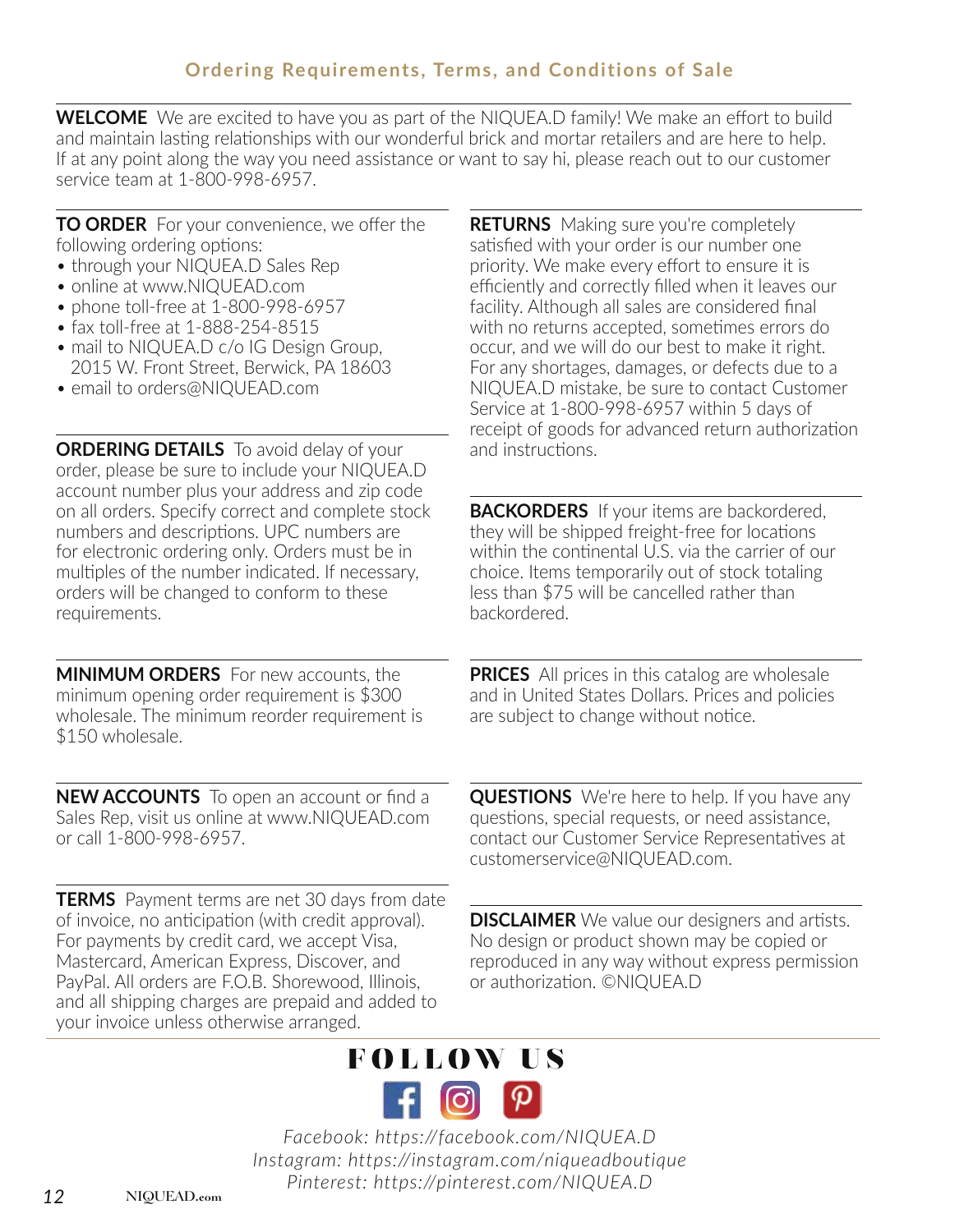## Ordering Requirements, Terms, and Conditions of Sale

**WELCOME** We are excited to have you as part of the NIQUEA.D family! We make an effort to build and maintain lasting relationships with our wonderful brick and mortar retailers and are here to help. If at any point along the way you need assistance or want to say hi, please reach out to our customer service team at 1-800-998-6957.

**TO ORDER** For your convenience, we offer the following ordering options:

- through your NIQUEA.D Sales Rep
- online at www.NIQUEAD.com
- phone toll-free at 1-800-998-6957
- fax toll-free at 1-888-254-8515
- mail to NIQUEA.D c/o IG Design Group, 2015 W. Front Street, Berwick, PA 18603
- email to orders@NIQUEAD.com

**ORDERING DETAILS** To avoid delay of your order, please be sure to include your NIQUEA.D account number plus your address and zip code on all orders. Specify correct and complete stock numbers and descriptions. UPC numbers are for electronic ordering only. Orders must be in multiples of the number indicated. If necessary, orders will be changed to conform to these requirements.

**MINIMUM ORDERS** For new accounts, the minimum opening order requirement is $300 wholesale. The minimum reorder requirement is $150 wholesale.

**NEW ACCOUNTS** To open an account or find a Sales Rep, visit us online at www.NIQUEAD.com or call 1-800-998-6957.

**TERMS** Payment terms are net 30 days from date of invoice, no anticipation (with credit approval). For payments by credit card, we accept Visa, Mastercard, American Express, Discover, and PayPal. All orders are F.O.B. Shorewood, Illinois, and all shipping charges are prepaid and added to your invoice unless otherwise arranged.

**RETURNS** Making sure you're completely satisfied with your order is our number one priority. We make every effort to ensure it is efficiently and correctly filled when it leaves our facility. Although all sales are considered final with no returns accepted, sometimes errors do occur, and we will do our best to make it right. For any shortages, damages, or defects due to a NIQUEA.D mistake, be sure to contact Customer Service at 1-800-998-6957 within 5 days of receipt of goods for advanced return authorization and instructions.

**BACKORDERS** If your items are backordered, they will be shipped freight-free for locations within the continental U.S. via the carrier of our choice. Items temporarily out of stock totaling less than $75 will be cancelled rather than backordered.

**PRICES** All prices in this catalog are wholesale and in United States Dollars. Prices and policies are subject to change without notice.

**QUESTIONS** We're here to help. If you have any questions, special requests, or need assistance, contact our Customer Service Representatives at customerservice@NIQUEAD.com.

**DISCLAIMER** We value our designers and artists. No design or product shown may be copied or reproduced in any way without express permission or authorization. ©NIQUEA.D

## FOLLOW US

*Facebook: https://facebook.com/NIQUEA.D*
*Instagram: https://instagram.com/niqueadboutique*
*Pinterest: https://pinterest.com/NIQUEA.D*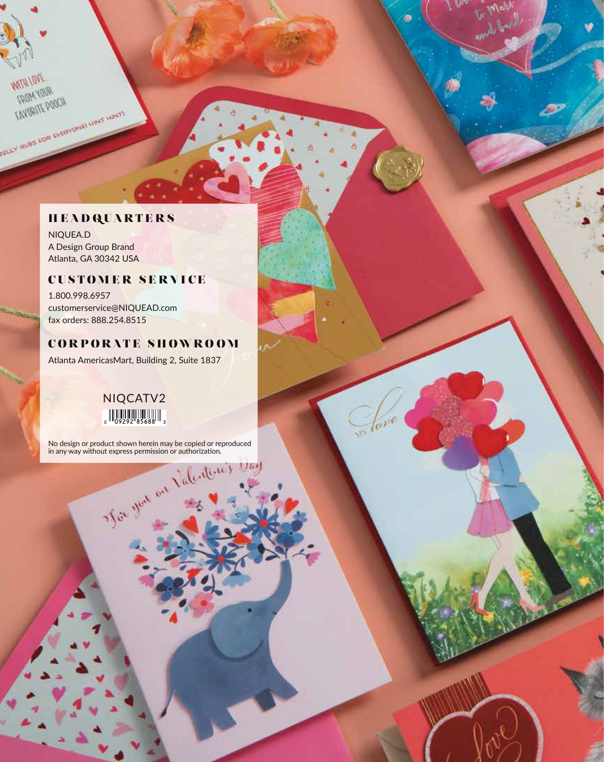## HEADQUARTERS

NIQUEA.D
A Design Group Brand
Atlanta, GA 30342 USA

## CUSTOMER SERVICE

1.800.998.6957
customerservice@NIQUEAD.com
fax orders: 888.254.8515

## CORPORATE SHOWROOM

Atlanta AmericasMart, Building 2, Suite 1837

NIQCATV2

0 09292 85688 3

No design or product shown herein may be copied or reproduced in any way without express permission or authorization.